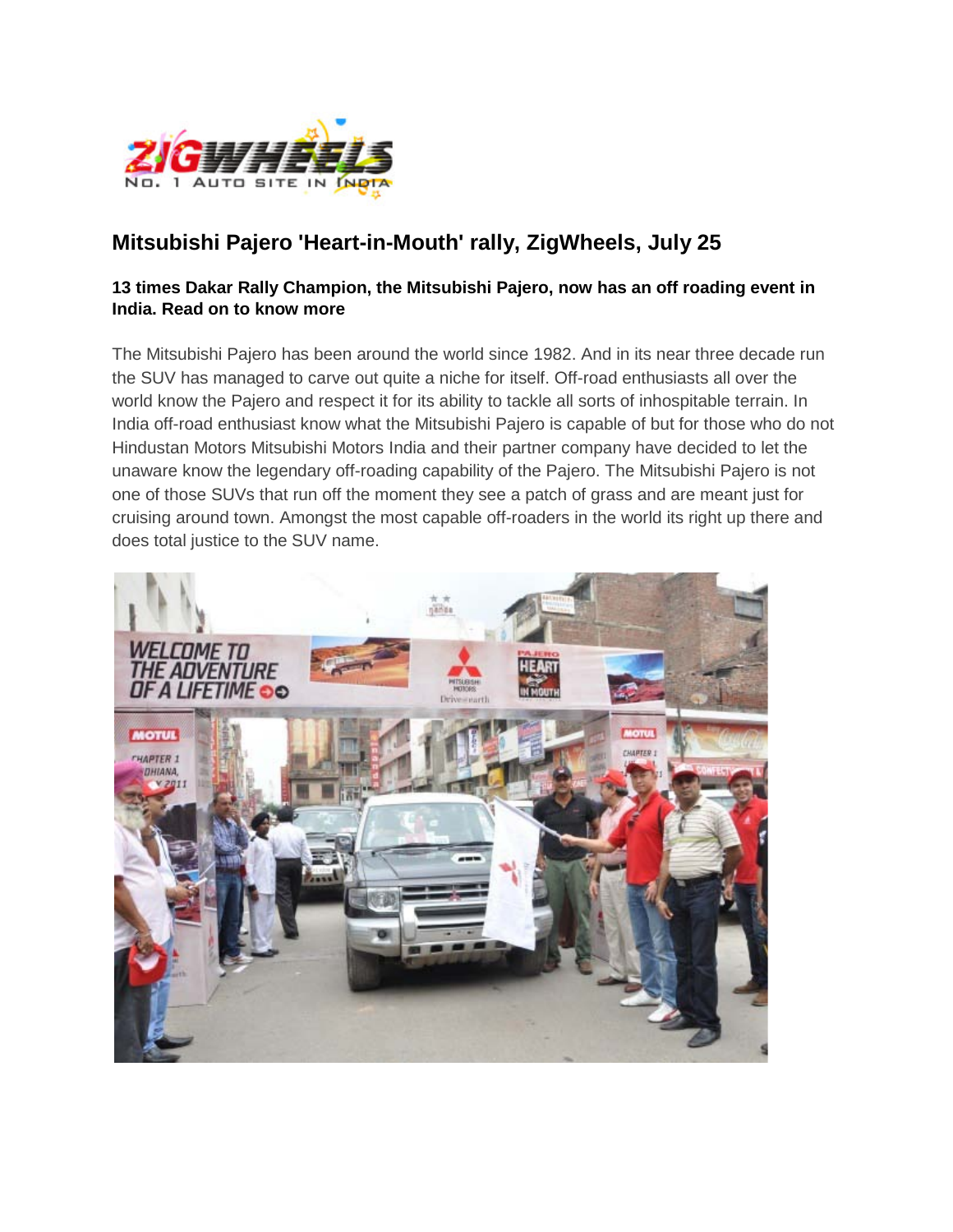# Mitsubishi Pajero 'Heart-in-Mouth' rally, ZigWheels, July 25

**13 times Dakar Rally Champion, the Mitsubishi Pajero, now has an off roading event in India. Read on to know more**

The Mitsubishi Pajero has been around the world since 1982. And in its near three decade run the SUV has managed to carve out quite a niche for itself. Off-road enthusiasts all over the world know the Pajero and respect it for its ability to tackle all sorts of inhospitable terrain. In India off-road enthusiast know what the Mitsubishi Pajero is capable of but for those who do not Hindustan Motors Mitsubishi Motors India and their partner company have decided to let the unaware know the legendary off-roading capability of the Pajero. The Mitsubishi Pajero is not one of those SUVs that run off the moment they see a patch of grass and are meant just for cruising around town. Amongst the most capable off-roaders in the world its right up there and does total justice to the SUV name.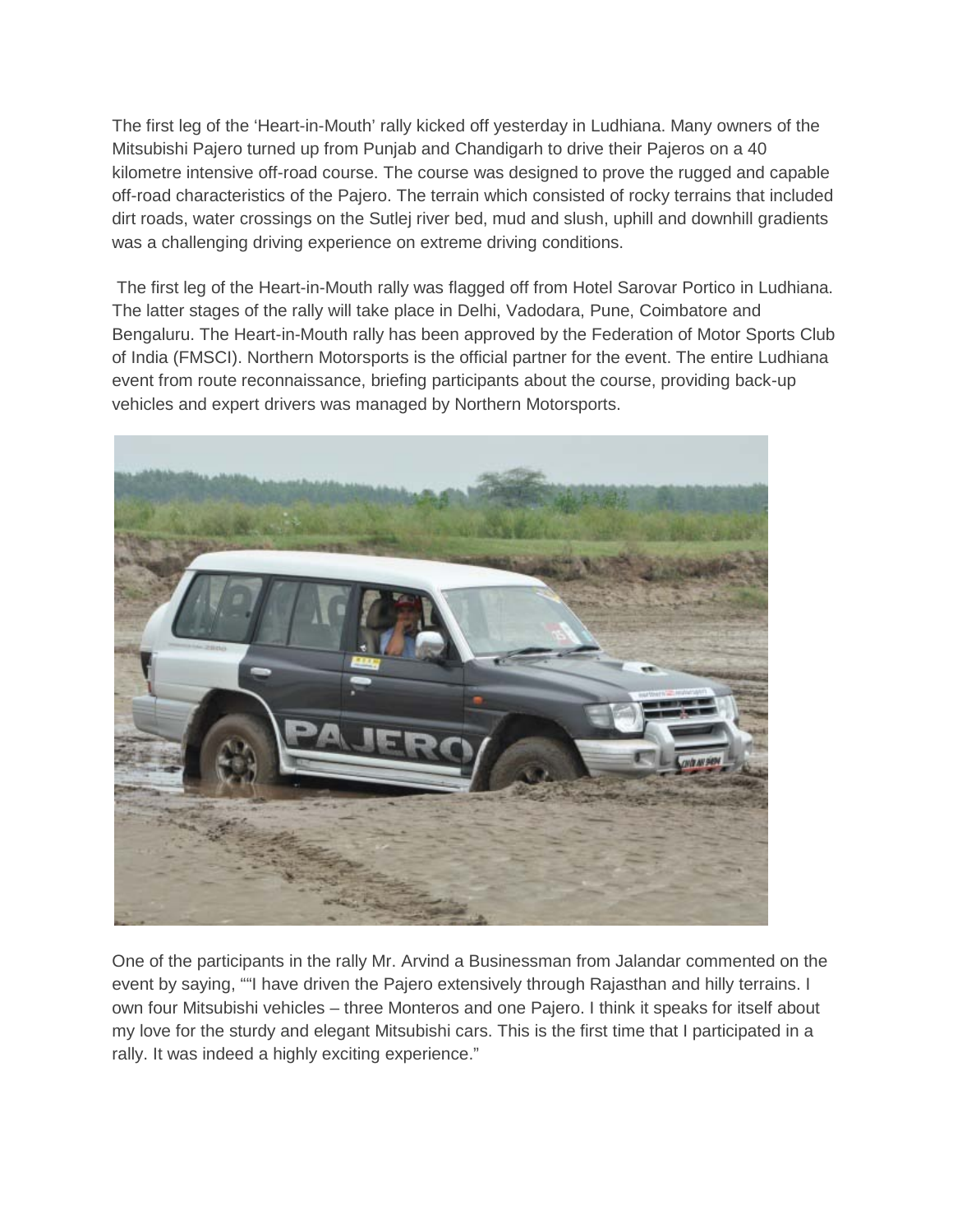The first leg of the 'Heart-in-Mouth' rally kicked off yesterday in Ludhiana. Many owners of the Mitsubishi Pajero turned up from Punjab and Chandigarh to drive their Pajeros on a 40 kilometre intensive off-road course. The course was designed to prove the rugged and capable off-road characteristics of the Pajero. The terrain which consisted of rocky terrains that included dirt roads, water crossings on the Sutlej river bed, mud and slush, uphill and downhill gradients was a challenging driving experience on extreme driving conditions.

The first leg of the Heart-in-Mouth rally was flagged off from Hotel Sarovar Portico in Ludhiana. The latter stages of the rally will take place in Delhi, Vadodara, Pune, Coimbatore and Bengaluru. The Heart-in-Mouth rally has been approved by the Federation of Motor Sports Club of India (FMSCI). Northern Motorsports is the official partner for the event. The entire Ludhiana event from route reconnaissance, briefing participants about the course, providing back-up vehicles and expert drivers was managed by Northern Motorsports.

One of the participants in the rally Mr. Arvind a Businessman from Jalandar commented on the event by saying, ""I have driven the Pajero extensively through Rajasthan and hilly terrains. I own four Mitsubishi vehicles – three Monteros and one Pajero. I think it speaks for itself about my love for the sturdy and elegant Mitsubishi cars. This is the first time that I participated in a rally. It was indeed a highly exciting experience."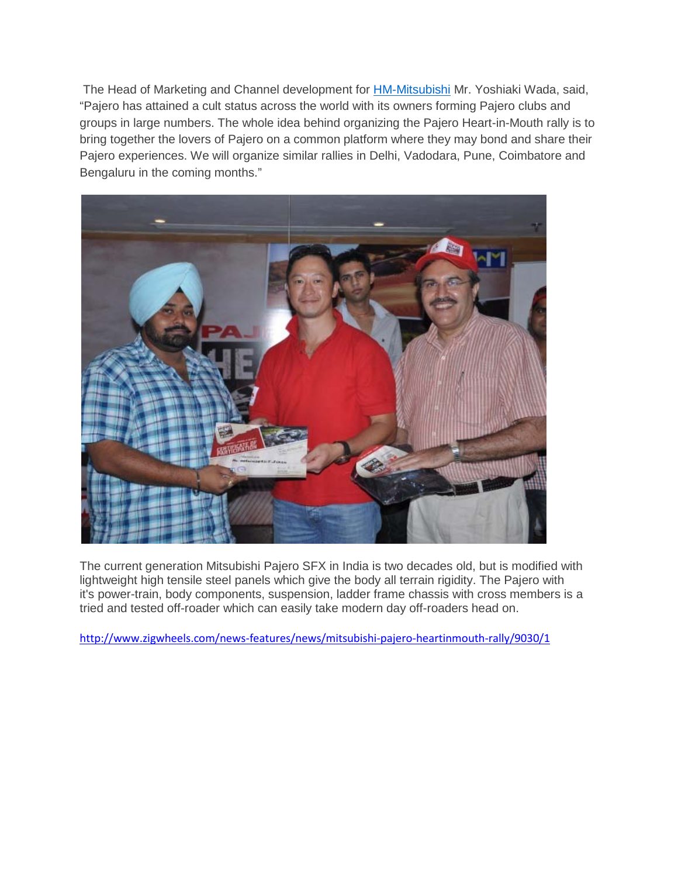The Head of Marketing and Channel development for [HM-Mitsubishi](HM-Mitsubishi) Mr. Yoshiaki Wada, said, "Pajero has attained a cult status across the world with its owners forming Pajero clubs and groups in large numbers. The whole idea behind organizing the Pajero Heart-in-Mouth rally is to bring together the lovers of Pajero on a common platform where they may bond and share their Pajero experiences. We will organize similar rallies in Delhi, Vadodara, Pune, Coimbatore and Bengaluru in the coming months."

The current generation Mitsubishi Pajero SFX in India is two decades old, but is modified with lightweight high tensile steel panels which give the body all terrain rigidity. The Pajero with it's power-train, body components, suspension, ladder frame chassis with cross members is a tried and tested off-roader which can easily take modern day off-roaders head on.

http://www.zigwheels.com/news-features/news/mitsubishi-pajero-heartinmouth-rally/9030/1